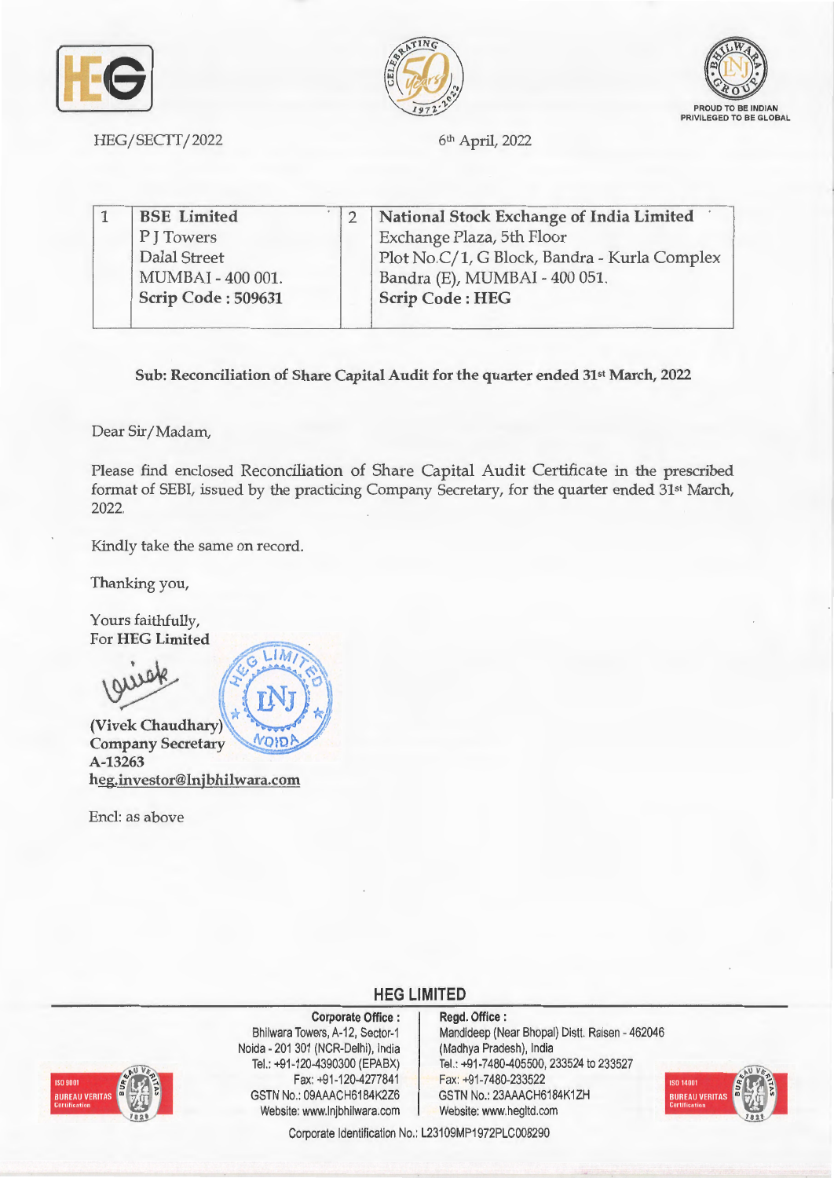HEG/SECTT/2022

6th April, 2022

| 1 | **BSE Limited**<br>P J Towers<br>Dalal Street<br>MUMBAI - 400 001.<br>**Scrip Code : 509631** | 2 | **National Stock Exchange of India Limited**<br>Exchange Plaza, 5th Floor<br>Plot No.C/1, G Block, Bandra - Kurla Complex<br>Bandra (E), MUMBAI - 400 051.<br>**Scrip Code : HEG** |
|---|---|---|---|

**Sub: Reconciliation of Share Capital Audit for the quarter ended 31st March, 2022**

Dear Sir/Madam,

Please find enclosed Reconciliation of Share Capital Audit Certificate in the prescribed format of SEBI, issued by the practicing Company Secretary, for the quarter ended 31st March, 2022.

Kindly take the same on record.

Thanking you,

Yours faithfully,
For **HEG Limited**

**(Vivek Chaudhary)**
**Company Secretary**
**A-13263**
**heg.investor@lnjbhilwara.com**

Encl: as above

**HEG LIMITED**

**Corporate Office :**
Bhilwara Towers, A-12, Sector-1
Noida - 201 301 (NCR-Delhi), India
Tel.: +91-120-4390300 (EPABX)
Fax: +91-120-4277841
GSTN No.: 09AAACH6184K2Z6
Website: www.lnjbhilwara.com

**Regd. Office :**
Mandideep (Near Bhopal) Distt. Raisen - 462046
(Madhya Pradesh), India
Tel.: +91-7480-405500, 233524 to 233527
Fax: +91-7480-233522
GSTN No.: 23AAACH6184K1ZH
Website: www.hegltd.com

Corporate Identification No.: L23109MP1972PLC008290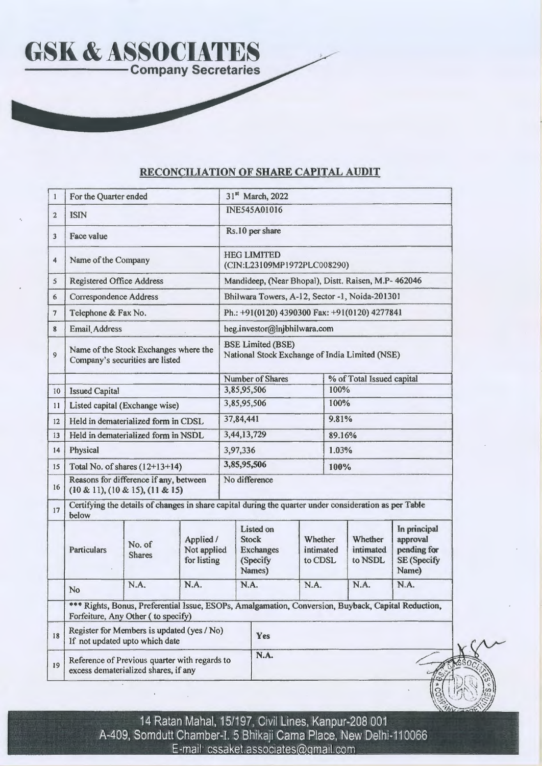# GSK & ASSOCIATES

**Company Secretaries**

## RECONCILIATION OF SHARE CAPITAL AUDIT

| | | | |
|---|---|---|---|
| 1 | For the Quarter ended | 31st March, 2022 | |
| 2 | ISIN | INE545A01016 | |
| 3 | Face value | Rs.10 per share | |
| 4 | Name of the Company | HEG LIMITED (CIN:L23109MP1972PLC008290) | |
| 5 | Registered Office Address | Mandideep, (Near Bhopal), Distt. Raisen, M.P- 462046 | |
| 6 | Correspondence Address | Bhilwara Towers, A-12, Sector -1, Noida-201301 | |
| 7 | Telephone & Fax No. | Ph.: +91(0120) 4390300 Fax: +91(0120) 4277841 | |
| 8 | Email Address | heg.investor@lnjbhilwara.com | |
| 9 | Name of the Stock Exchanges where the Company's securities are listed | BSE Limited (BSE) National Stock Exchange of India Limited (NSE) | |
| | | Number of Shares | % of Total Issued capital |
| 10 | Issued Capital | 3,85,95,506 | 100% |
| 11 | Listed capital (Exchange wise) | 3,85,95,506 | 100% |
| 12 | Held in dematerialized form in CDSL | 37,84,441 | 9.81% |
| 13 | Held in dematerialized form in NSDL | 3,44,13,729 | 89.16% |
| 14 | Physical | 3,97,336 | 1.03% |
| 15 | Total No. of shares (12+13+14) | 3,85,95,506 | 100% |
| 16 | Reasons for difference if any, between (10 & 11), (10 & 15), (11 & 15) | No difference | |

17. Certifying the details of changes in share capital during the quarter under consideration as per Table below

| Particulars | No. of Shares | Applied / Not applied for listing | Listed on Stock Exchanges (Specify Names) | Whether intimated to CDSL | Whether intimated to NSDL | In principal approval pending for SE (Specify Name) |
|---|---|---|---|---|---|---|
| No | N.A. | N.A. | N.A. | N.A. | N.A. | N.A. |

*** Rights, Bonus, Preferential Issue, ESOPs, Amalgamation, Conversion, Buyback, Capital Reduction, Forfeiture, Any Other ( to specify)

| | | |
|---|---|---|
| 18 | Register for Members is updated (yes / No) If not updated upto which date | Yes |
| 19 | Reference of Previous quarter with regards to excess dematerialized shares, if any | N.A. |

14 Ratan Mahal, 15/197, Civil Lines, Kanpur-208 001
A-409, Somdutt Chamber-I. 5 Bhikaji Cama Place, New Delhi-110066
E-mail: cssaket.associates@gmail.com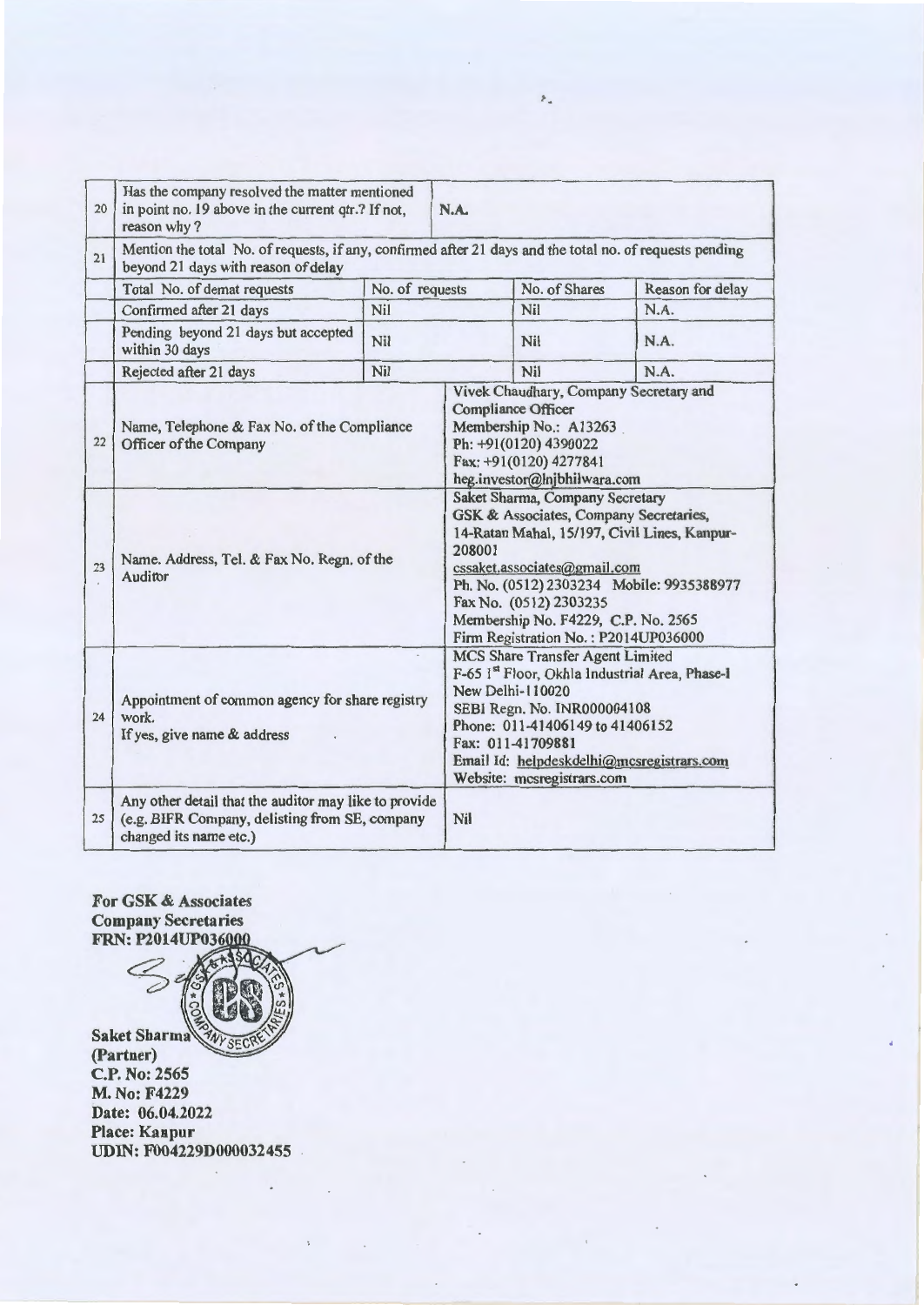| | | | | | |
|---|---|---|---|---|---|
| 20 | Has the company resolved the matter mentioned in point no. 19 above in the current qtr.? If not, reason why? | N.A. | | | |
| 21 | Mention the total No. of requests, if any, confirmed after 21 days and the total no. of requests pending beyond 21 days with reason of delay | | | | |
| | Total No. of demat requests | No. of requests | | No. of Shares | Reason for delay |
| | Confirmed after 21 days | Nil | | Nil | N.A. |
| | Pending beyond 21 days but accepted within 30 days | Nil | | Nil | N.A. |
| | Rejected after 21 days | Nil | | Nil | N.A. |
| 22 | Name, Telephone & Fax No. of the Compliance Officer of the Company | | Vivek Chaudhary, Company Secretary and Compliance Officer<br>Membership No.: A13263<br>Ph: +91(0120) 4390022<br>Fax: +91(0120) 4277841<br>heg.investor@lnjbhilwara.com | | |
| 23 | Name. Address, Tel. & Fax No. Regn. of the Auditor | | Saket Sharma, Company Secretary<br>GSK & Associates, Company Secretaries,<br>14-Ratan Mahal, 15/197, Civil Lines, Kanpur-208001<br>cssaket.associates@gmail.com<br>Ph. No. (0512) 2303234 Mobile: 9935388977<br>Fax No. (0512) 2303235<br>Membership No. F4229, C.P. No. 2565<br>Firm Registration No.: P2014UP036000 | | |
| 24 | Appointment of common agency for share registry work.<br>If yes, give name & address | | MCS Share Transfer Agent Limited<br>F-65 1st Floor, Okhla Industrial Area, Phase-I<br>New Delhi-110020<br>SEBI Regn. No. INR000004108<br>Phone: 011-41406149 to 41406152<br>Fax: 011-41709881<br>Email Id: helpdeskdelhi@mcsregistrars.com<br>Website: mcsregistrars.com | | |
| 25 | Any other detail that the auditor may like to provide (e.g. BIFR Company, delisting from SE, company changed its name etc.) | Nil | | | |

**For GSK & Associates**
**Company Secretaries**
**FRN: P2014UP036000**

**Saket Sharma**
**(Partner)**
**C.P. No: 2565**
**M. No: F4229**
**Date: 06.04.2022**
**Place: Kanpur**
**UDIN: F004229D000032455**